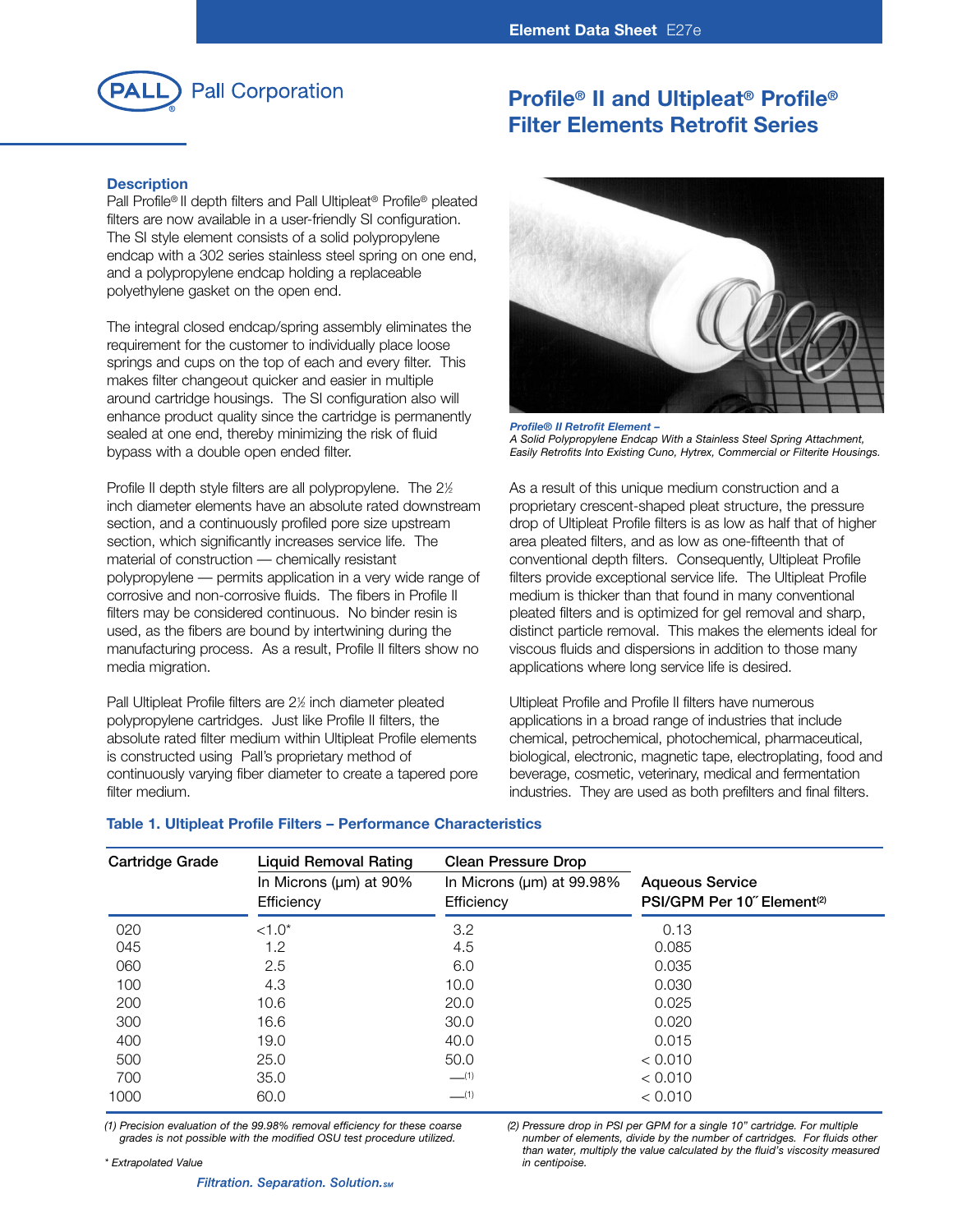Element Data Sheet E27e

Pall Corporation

# Profile® II and Ultipleat® Profile® Filter Elements Retrofit Series

## Description

Pall Profile® II depth filters and Pall Ultipleat® Profile® pleated filters are now available in a user-friendly SI configuration. The SI style element consists of a solid polypropylene endcap with a 302 series stainless steel spring on one end, and a polypropylene endcap holding a replaceable polyethylene gasket on the open end.

The integral closed endcap/spring assembly eliminates the requirement for the customer to individually place loose springs and cups on the top of each and every filter. This makes filter changeout quicker and easier in multiple around cartridge housings. The SI configuration also will enhance product quality since the cartridge is permanently sealed at one end, thereby minimizing the risk of fluid bypass with a double open ended filter.

Profile II depth style filters are all polypropylene. The 2½ inch diameter elements have an absolute rated downstream section, and a continuously profiled pore size upstream section, which significantly increases service life. The material of construction — chemically resistant polypropylene — permits application in a very wide range of corrosive and non-corrosive fluids. The fibers in Profile II filters may be considered continuous. No binder resin is used, as the fibers are bound by intertwining during the manufacturing process. As a result, Profile II filters show no media migration.

Pall Ultipleat Profile filters are 2½ inch diameter pleated polypropylene cartridges. Just like Profile II filters, the absolute rated filter medium within Ultipleat Profile elements is constructed using Pall's proprietary method of continuously varying fiber diameter to create a tapered pore filter medium.

*Profile® II Retrofit Element – A Solid Polypropylene Endcap With a Stainless Steel Spring Attachment, Easily Retrofits Into Existing Cuno, Hytrex, Commercial or Filterite Housings.*

As a result of this unique medium construction and a proprietary crescent-shaped pleat structure, the pressure drop of Ultipleat Profile filters is as low as half that of higher area pleated filters, and as low as one-fifteenth that of conventional depth filters. Consequently, Ultipleat Profile filters provide exceptional service life. The Ultipleat Profile medium is thicker than that found in many conventional pleated filters and is optimized for gel removal and sharp, distinct particle removal. This makes the elements ideal for viscous fluids and dispersions in addition to those many applications where long service life is desired.

Ultipleat Profile and Profile II filters have numerous applications in a broad range of industries that include chemical, petrochemical, photochemical, pharmaceutical, biological, electronic, magnetic tape, electroplating, food and beverage, cosmetic, veterinary, medical and fermentation industries. They are used as both prefilters and final filters.

### Table 1. Ultipleat Profile Filters – Performance Characteristics

| Cartridge Grade | Liquid Removal Rating In Microns (µm) at 90% Efficiency | In Microns (µm) at 99.98% Efficiency | Clean Pressure Drop Aqueous Service PSI/GPM Per 10˝ Element[(2)] |
|---|---|---|---|
| 020 | <1.0* | 3.2 | 0.13 |
| 045 | 1.2 | 4.5 | 0.085 |
| 060 | 2.5 | 6.0 | 0.035 |
| 100 | 4.3 | 10.0 | 0.030 |
| 200 | 10.6 | 20.0 | 0.025 |
| 300 | 16.6 | 30.0 | 0.020 |
| 400 | 19.0 | 40.0 | 0.015 |
| 500 | 25.0 | 50.0 | < 0.010 |
| 700 | 35.0 | —[(1)] | < 0.010 |
| 1000 | 60.0 | —[(1)] | < 0.010 |

*(1) Precision evaluation of the 99.98% removal efficiency for these coarse grades is not possible with the modified OSU test procedure utilized.*

*\* Extrapolated Value*

*(2) Pressure drop in PSI per GPM for a single 10" cartridge. For multiple number of elements, divide by the number of cartridges. For fluids other than water, multiply the value calculated by the fluid's viscosity measured in centipoise.*

*Filtration. Separation. Solution.SM*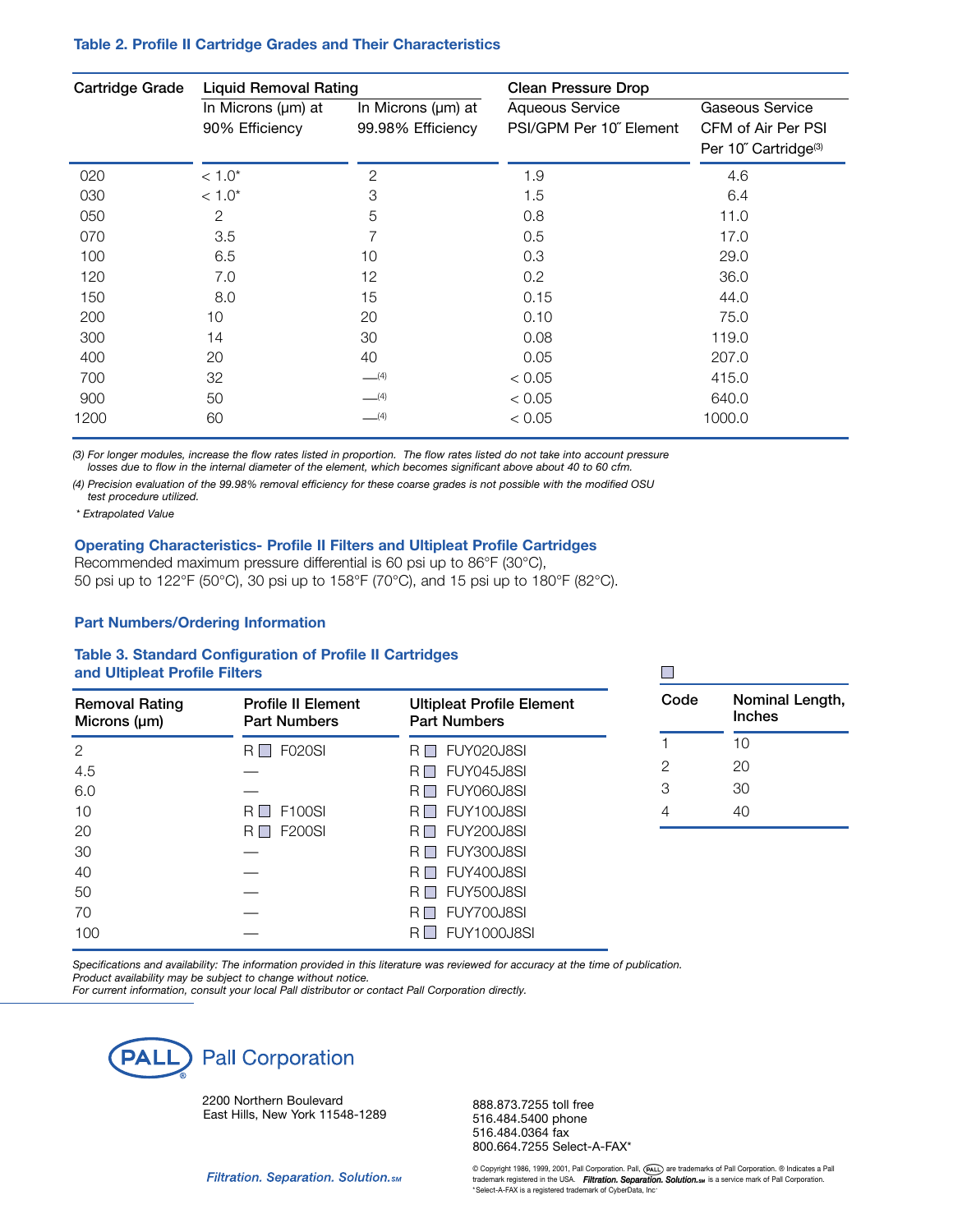### Table 2. Profile II Cartridge Grades and Their Characteristics

| Cartridge Grade | Liquid Removal Rating | | Clean Pressure Drop | |
|---|---|---|---|---|
| | In Microns (μm) at 90% Efficiency | In Microns (μm) at 99.98% Efficiency | Aqueous Service PSI/GPM Per 10˝ Element | Gaseous Service CFM of Air Per PSI Per 10˝ Cartridge[(3)] |
| 020 | < 1.0* | 2 | 1.9 | 4.6 |
| 030 | < 1.0* | 3 | 1.5 | 6.4 |
| 050 | 2 | 5 | 0.8 | 11.0 |
| 070 | 3.5 | 7 | 0.5 | 17.0 |
| 100 | 6.5 | 10 | 0.3 | 29.0 |
| 120 | 7.0 | 12 | 0.2 | 36.0 |
| 150 | 8.0 | 15 | 0.15 | 44.0 |
| 200 | 10 | 20 | 0.10 | 75.0 |
| 300 | 14 | 30 | 0.08 | 119.0 |
| 400 | 20 | 40 | 0.05 | 207.0 |
| 700 | 32 | —[(4)] | < 0.05 | 415.0 |
| 900 | 50 | —[(4)] | < 0.05 | 640.0 |
| 1200 | 60 | —[(4)] | < 0.05 | 1000.0 |

*(3) For longer modules, increase the flow rates listed in proportion. The flow rates listed do not take into account pressure losses due to flow in the internal diameter of the element, which becomes significant above about 40 to 60 cfm.*

*(4) Precision evaluation of the 99.98% removal efficiency for these coarse grades is not possible with the modified OSU test procedure utilized.*

*\* Extrapolated Value*

### Operating Characteristics- Profile II Filters and Ultipleat Profile Cartridges

Recommended maximum pressure differential is 60 psi up to 86°F (30°C),
50 psi up to 122°F (50°C), 30 psi up to 158°F (70°C), and 15 psi up to 180°F (82°C).

### Part Numbers/Ordering Information

### Table 3. Standard Configuration of Profile II Cartridges and Ultipleat Profile Filters

| Removal Rating Microns (μm) | Profile II Element Part Numbers | Ultipleat Profile Element Part Numbers |
|---|---|---|
| 2 | R ☐ F020SI | R ☐ FUY020J8SI |
| 4.5 | — | R ☐ FUY045J8SI |
| 6.0 | — | R ☐ FUY060J8SI |
| 10 | R ☐ F100SI | R ☐ FUY100J8SI |
| 20 | R ☐ F200SI | R ☐ FUY200J8SI |
| 30 | — | R ☐ FUY300J8SI |
| 40 | — | R ☐ FUY400J8SI |
| 50 | — | R ☐ FUY500J8SI |
| 70 | — | R ☐ FUY700J8SI |
| 100 | — | R ☐ FUY1000J8SI |

☐

| Code | Nominal Length, Inches |
|---|---|
| 1 | 10 |
| 2 | 20 |
| 3 | 30 |
| 4 | 40 |

*Specifications and availability: The information provided in this literature was reviewed for accuracy at the time of publication. Product availability may be subject to change without notice.*
*For current information, consult your local Pall distributor or contact Pall Corporation directly.*

PALL Pall Corporation

2200 Northern Boulevard
East Hills, New York 11548-1289

888.873.7255 toll free
516.484.5400 phone
516.484.0364 fax
800.664.7255 Select-A-FAX*

*Filtration. Separation. Solution.SM*

© Copyright 1986, 1999, 2001, Pall Corporation. Pall, PALL are trademarks of Pall Corporation. ® Indicates a Pall trademark registered in the USA. *Filtration. Separation. Solution.SM* is a service mark of Pall Corporation.
*Select-A-FAX is a registered trademark of CyberData, Inc.